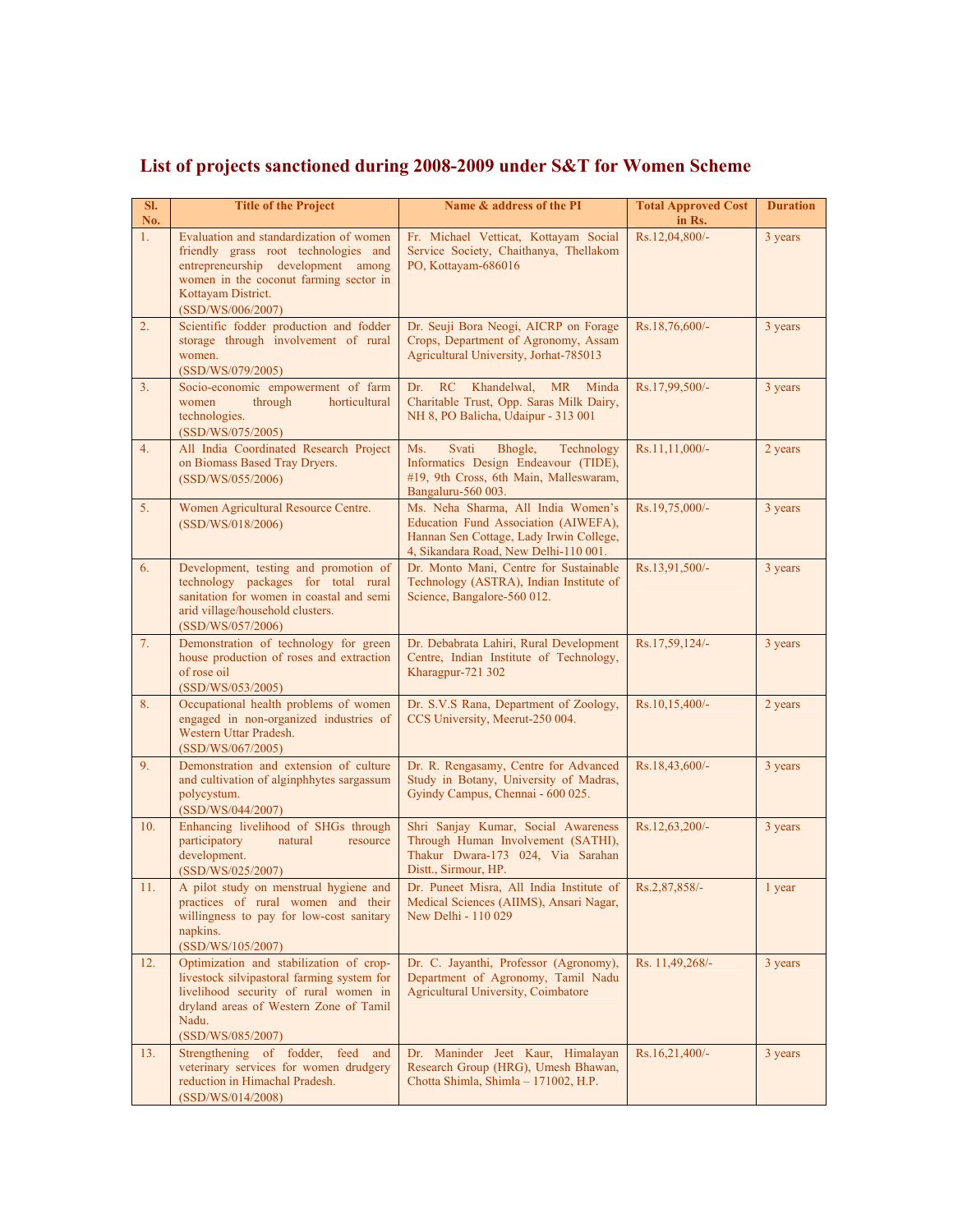# List of projects sanctioned during 2008-2009 under S&T for Women Scheme

| Sl. No. | Title of the Project | Name & address of the PI | Total Approved Cost in Rs. | Duration |
|---|---|---|---|---|
| 1. | Evaluation and standardization of women friendly grass root technologies and entrepreneurship development among women in the coconut farming sector in Kottayam District. (SSD/WS/006/2007) | Fr. Michael Vetticat, Kottayam Social Service Society, Chaithanya, Thellakom PO, Kottayam-686016 | Rs.12,04,800/- | 3 years |
| 2. | Scientific fodder production and fodder storage through involvement of rural women. (SSD/WS/079/2005) | Dr. Seuji Bora Neogi, AICRP on Forage Crops, Department of Agronomy, Assam Agricultural University, Jorhat-785013 | Rs.18,76,600/- | 3 years |
| 3. | Socio-economic empowerment of farm women through horticultural technologies. (SSD/WS/075/2005) | Dr. RC Khandelwal, MR Minda Charitable Trust, Opp. Saras Milk Dairy, NH 8, PO Balicha, Udaipur - 313 001 | Rs.17,99,500/- | 3 years |
| 4. | All India Coordinated Research Project on Biomass Based Tray Dryers. (SSD/WS/055/2006) | Ms. Svati Bhogle, Technology Informatics Design Endeavour (TIDE), #19, 9th Cross, 6th Main, Malleswaram, Bangaluru-560 003. | Rs.11,11,000/- | 2 years |
| 5. | Women Agricultural Resource Centre. (SSD/WS/018/2006) | Ms. Neha Sharma, All India Women's Education Fund Association (AIWEFA), Hannan Sen Cottage, Lady Irwin College, 4, Sikandara Road, New Delhi-110 001. | Rs.19,75,000/- | 3 years |
| 6. | Development, testing and promotion of technology packages for total rural sanitation for women in coastal and semi arid village/household clusters. (SSD/WS/057/2006) | Dr. Monto Mani, Centre for Sustainable Technology (ASTRA), Indian Institute of Science, Bangalore-560 012. | Rs.13,91,500/- | 3 years |
| 7. | Demonstration of technology for green house production of roses and extraction of rose oil (SSD/WS/053/2005) | Dr. Debabrata Lahiri, Rural Development Centre, Indian Institute of Technology, Kharagpur-721 302 | Rs.17,59,124/- | 3 years |
| 8. | Occupational health problems of women engaged in non-organized industries of Western Uttar Pradesh. (SSD/WS/067/2005) | Dr. S.V.S Rana, Department of Zoology, CCS University, Meerut-250 004. | Rs.10,15,400/- | 2 years |
| 9. | Demonstration and extension of culture and cultivation of alginphhytes sargassum polycystum. (SSD/WS/044/2007) | Dr. R. Rengasamy, Centre for Advanced Study in Botany, University of Madras, Gyindy Campus, Chennai - 600 025. | Rs.18,43,600/- | 3 years |
| 10. | Enhancing livelihood of SHGs through participatory natural resource development. (SSD/WS/025/2007) | Shri Sanjay Kumar, Social Awareness Through Human Involvement (SATHI), Thakur Dwara-173 024, Via Sarahan Distt., Sirmour, HP. | Rs.12,63,200/- | 3 years |
| 11. | A pilot study on menstrual hygiene and practices of rural women and their willingness to pay for low-cost sanitary napkins. (SSD/WS/105/2007) | Dr. Puneet Misra, All India Institute of Medical Sciences (AIIMS), Ansari Nagar, New Delhi - 110 029 | Rs.2,87,858/- | 1 year |
| 12. | Optimization and stabilization of crop-livestock silvipastoral farming system for livelihood security of rural women in dryland areas of Western Zone of Tamil Nadu. (SSD/WS/085/2007) | Dr. C. Jayanthi, Professor (Agronomy), Department of Agronomy, Tamil Nadu Agricultural University, Coimbatore | Rs. 11,49,268/- | 3 years |
| 13. | Strengthening of fodder, feed and veterinary services for women drudgery reduction in Himachal Pradesh. (SSD/WS/014/2008) | Dr. Maninder Jeet Kaur, Himalayan Research Group (HRG), Umesh Bhawan, Chotta Shimla, Shimla – 171002, H.P. | Rs.16,21,400/- | 3 years |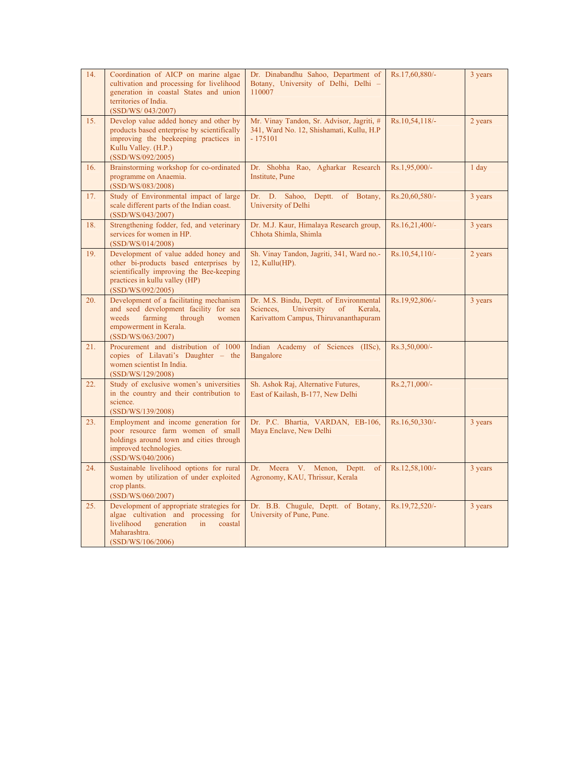| | | | | |
|---|---|---|---|---|
| 14. | Coordination of AICP on marine algae cultivation and processing for livelihood generation in coastal States and union territories of India. (SSD/WS/ 043/2007) | Dr. Dinabandhu Sahoo, Department of Botany, University of Delhi, Delhi – 110007 | Rs.17,60,880/- | 3 years |
| 15. | Develop value added honey and other by products based enterprise by scientifically improving the beekeeping practices in Kullu Valley. (H.P.) (SSD/WS/092/2005) | Mr. Vinay Tandon, Sr. Advisor, Jagriti, # 341, Ward No. 12, Shishamati, Kullu, H.P - 175101 | Rs.10,54,118/- | 2 years |
| 16. | Brainstorming workshop for co-ordinated programme on Anaemia. (SSD/WS/083/2008) | Dr. Shobha Rao, Agharkar Research Institute, Pune | Rs.1,95,000/- | 1 day |
| 17. | Study of Environmental impact of large scale different parts of the Indian coast. (SSD/WS/043/2007) | Dr. D. Sahoo, Deptt. of Botany, University of Delhi | Rs.20,60,580/- | 3 years |
| 18. | Strengthening fodder, fed, and veterinary services for women in HP. (SSD/WS/014/2008) | Dr. M.J. Kaur, Himalaya Research group, Chhota Shimla, Shimla | Rs.16,21,400/- | 3 years |
| 19. | Development of value added honey and other bi-products based enterprises by scientifically improving the Bee-keeping practices in kullu valley (HP) (SSD/WS/092/2005) | Sh. Vinay Tandon, Jagriti, 341, Ward no.-12, Kullu(HP). | Rs.10,54,110/- | 2 years |
| 20. | Development of a facilitating mechanism and seed development facility for sea weeds farming through women empowerment in Kerala. (SSD/WS/063/2007) | Dr. M.S. Bindu, Deptt. of Environmental Sciences, University of Kerala, Karivattom Campus, Thiruvananthapuram | Rs.19,92,806/- | 3 years |
| 21. | Procurement and distribution of 1000 copies of Lilavati's Daughter – the women scientist In India. (SSD/WS/129/2008) | Indian Academy of Sciences (IISc), Bangalore | Rs.3,50,000/- | |
| 22. | Study of exclusive women's universities in the country and their contribution to science. (SSD/WS/139/2008) | Sh. Ashok Raj, Alternative Futures, East of Kailash, B-177, New Delhi | Rs.2,71,000/- | |
| 23. | Employment and income generation for poor resource farm women of small holdings around town and cities through improved technologies. (SSD/WS/040/2006) | Dr. P.C. Bhartia, VARDAN, EB-106, Maya Enclave, New Delhi | Rs.16,50,330/- | 3 years |
| 24. | Sustainable livelihood options for rural women by utilization of under exploited crop plants. (SSD/WS/060/2007) | Dr. Meera V. Menon, Deptt. of Agronomy, KAU, Thrissur, Kerala | Rs.12,58,100/- | 3 years |
| 25. | Development of appropriate strategies for algae cultivation and processing for livelihood generation in coastal Maharashtra. (SSD/WS/106/2006) | Dr. B.B. Chugule, Deptt. of Botany, University of Pune, Pune. | Rs.19,72,520/- | 3 years |